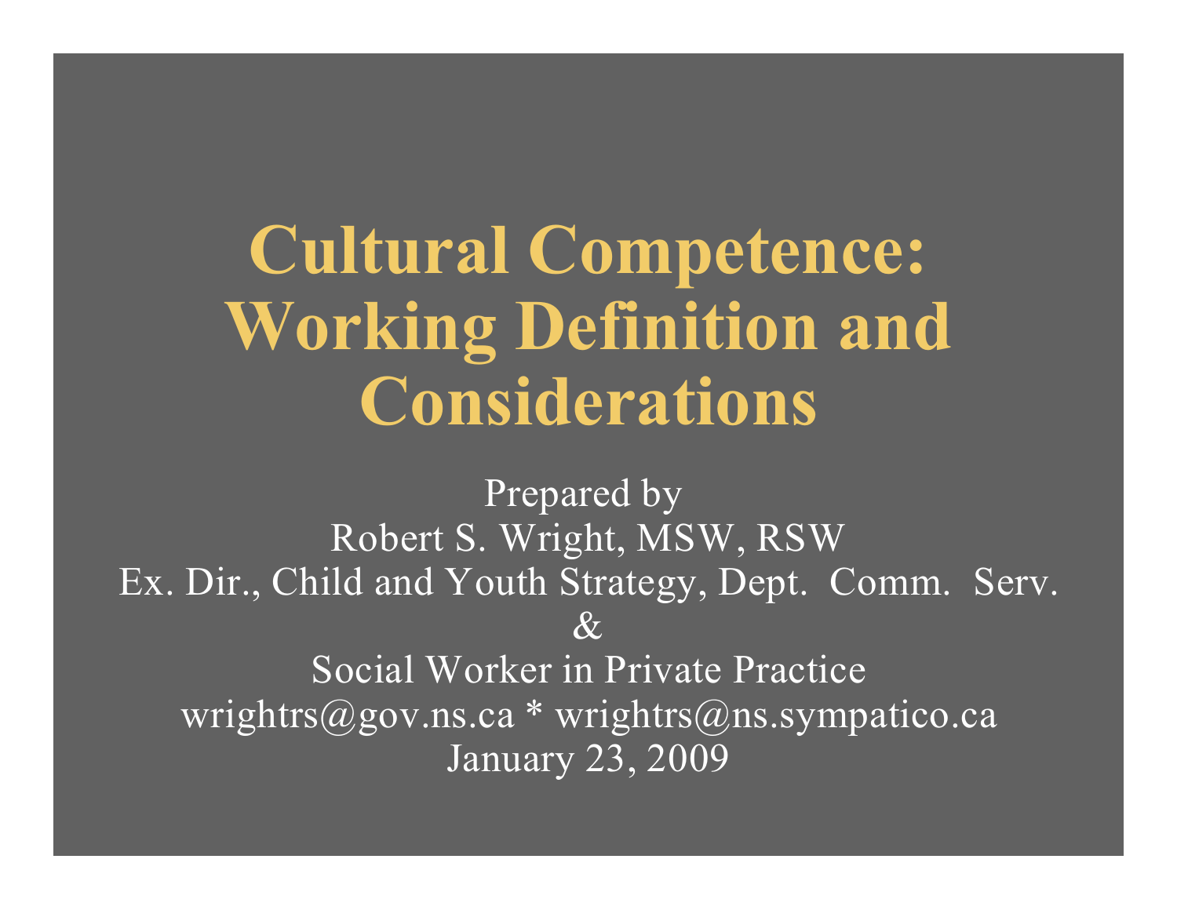# Cultural Competence: Working Definition and Considerations

Prepared by
Robert S. Wright, MSW, RSW
Ex. Dir., Child and Youth Strategy, Dept. Comm. Serv.
&
Social Worker in Private Practice
wrightrs@gov.ns.ca * wrightrs@ns.sympatico.ca
January 23, 2009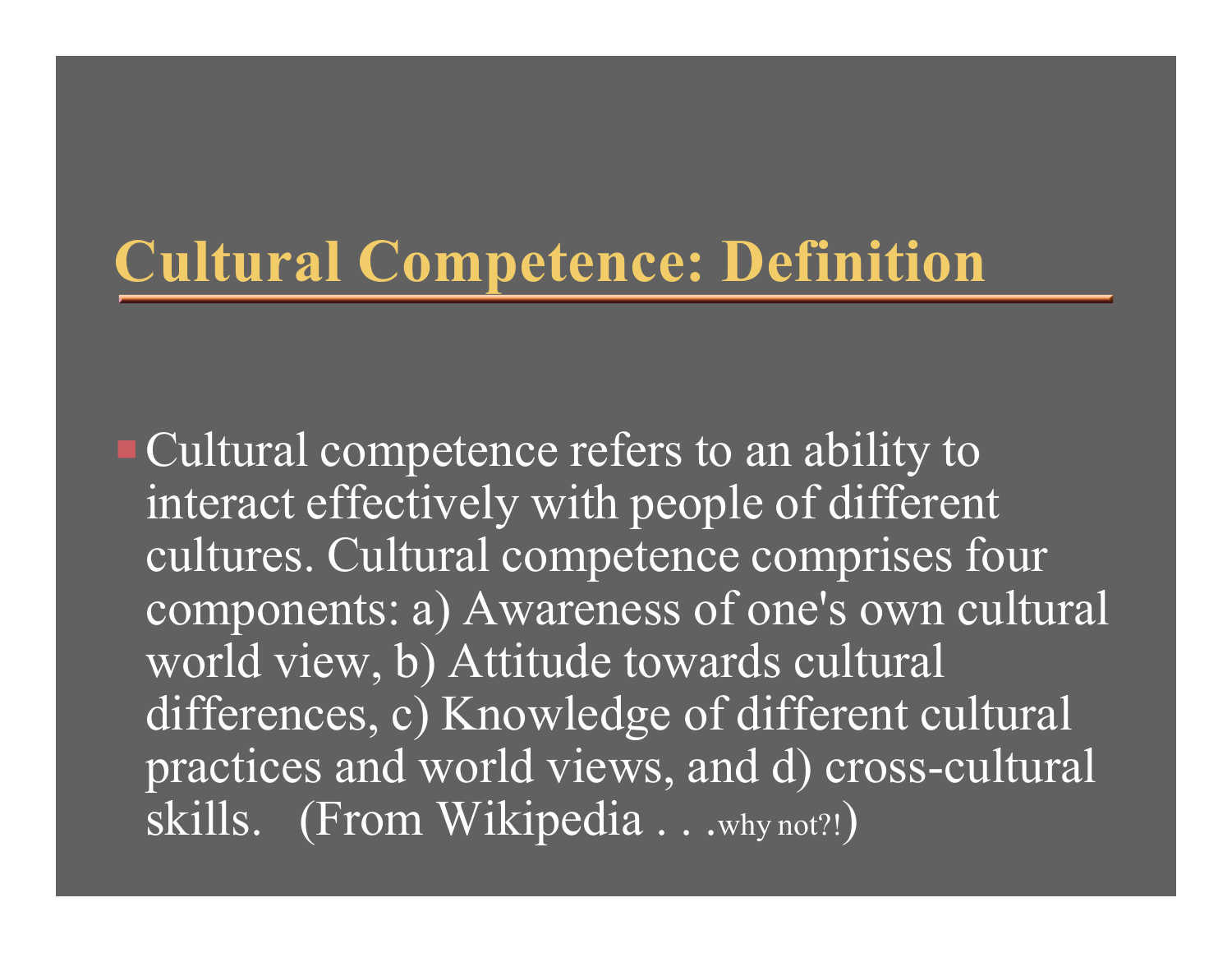# Cultural Competence: Definition

- Cultural competence refers to an ability to interact effectively with people of different cultures. Cultural competence comprises four components: a) Awareness of one's own cultural world view, b) Attitude towards cultural differences, c) Knowledge of different cultural practices and world views, and d) cross-cultural skills. (From Wikipedia . . .why not?!)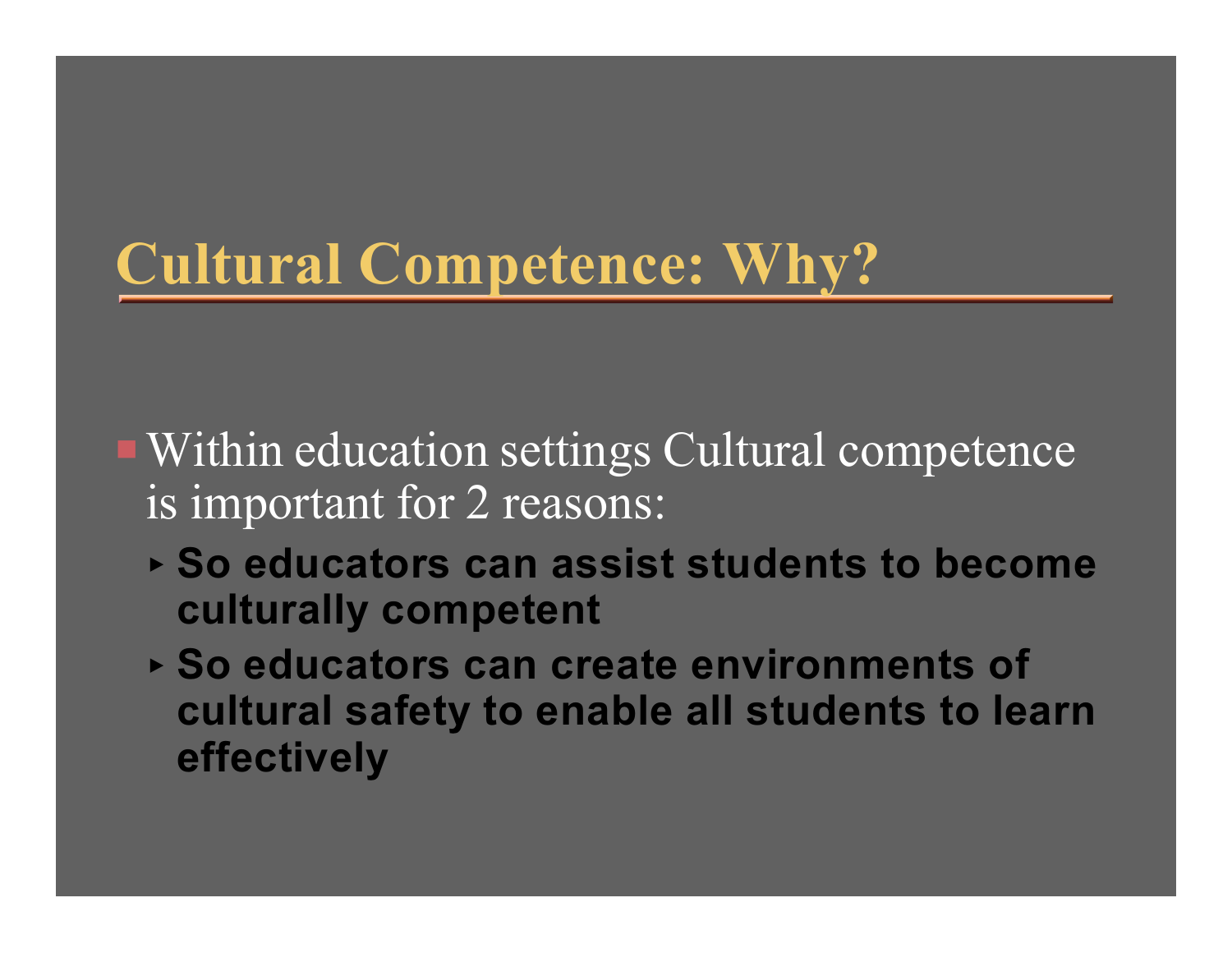# Cultural Competence: Why?

- Within education settings Cultural competence is important for 2 reasons:
  - **So educators can assist students to become culturally competent**
  - **So educators can create environments of cultural safety to enable all students to learn effectively**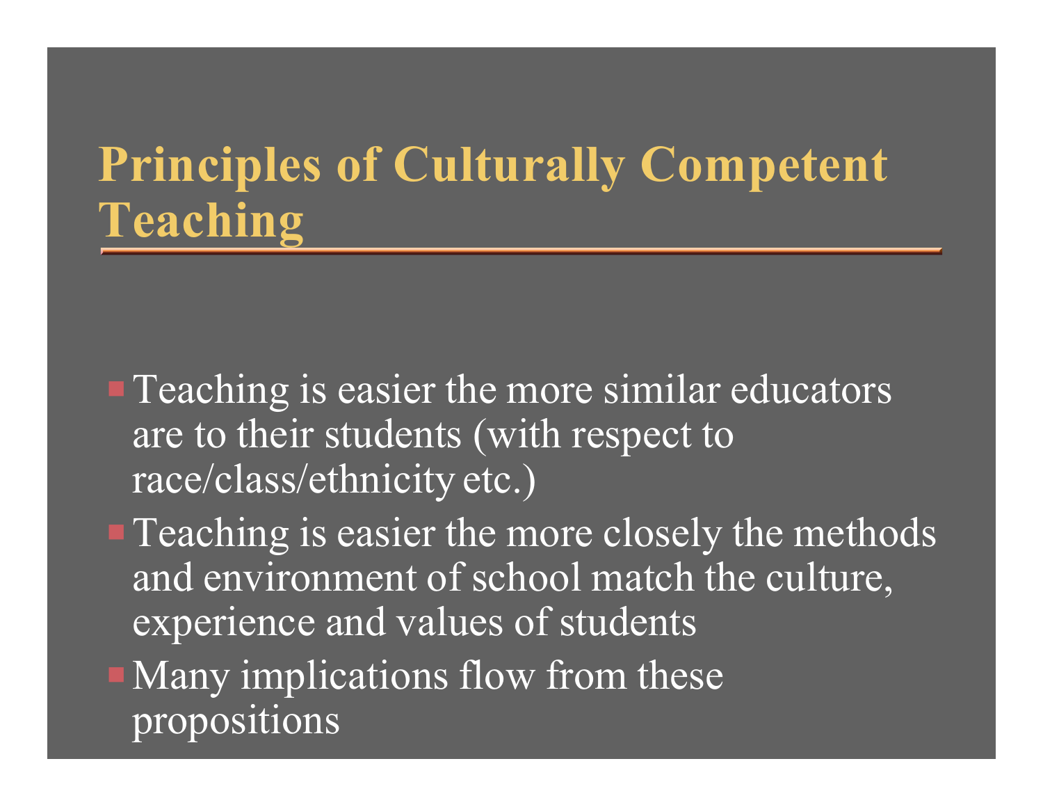# Principles of Culturally Competent Teaching

- Teaching is easier the more similar educators are to their students (with respect to race/class/ethnicity etc.)
- Teaching is easier the more closely the methods and environment of school match the culture, experience and values of students
- Many implications flow from these propositions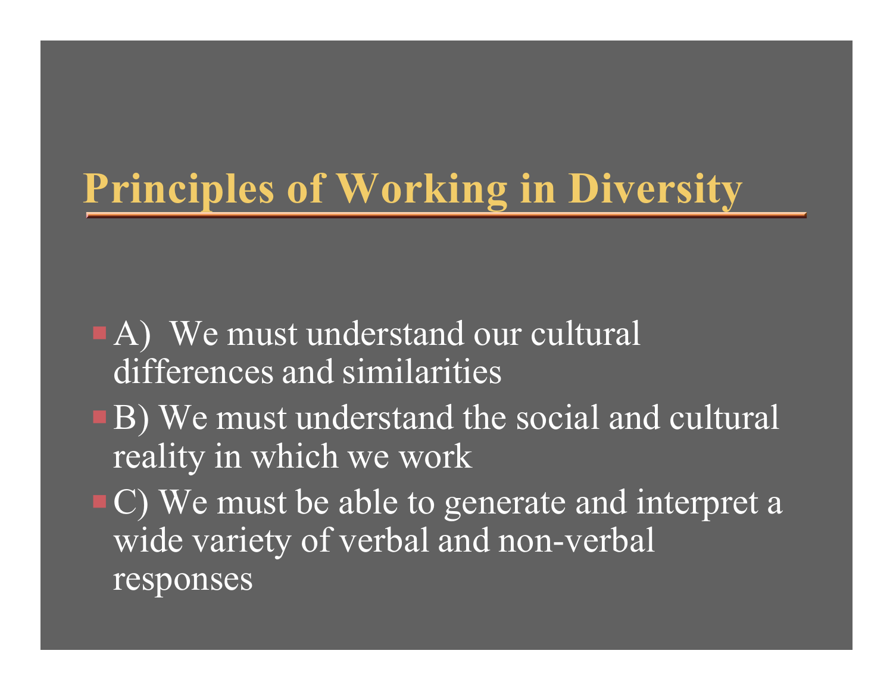# Principles of Working in Diversity

- A) We must understand our cultural differences and similarities
- B) We must understand the social and cultural reality in which we work
- C) We must be able to generate and interpret a wide variety of verbal and non-verbal responses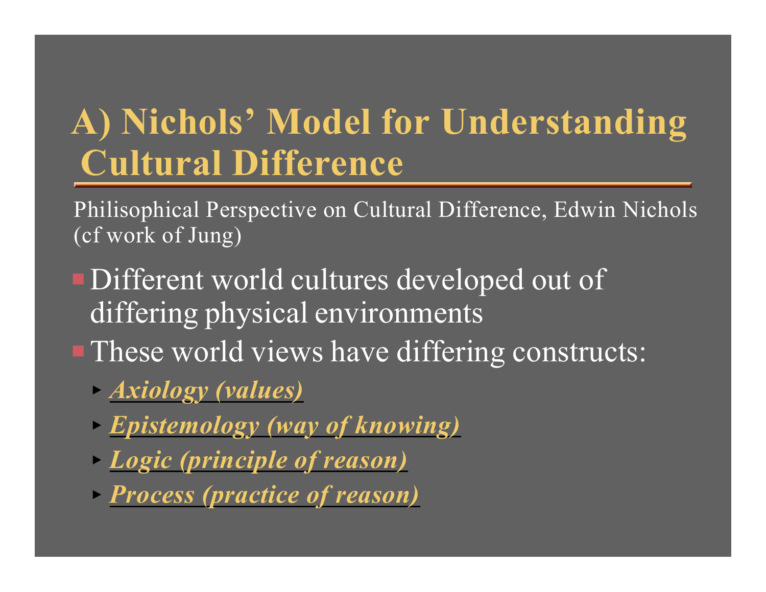# A) Nichols' Model for Understanding Cultural Difference

Philisophical Perspective on Cultural Difference, Edwin Nichols (cf work of Jung)

- Different world cultures developed out of differing physical environments
- These world views have differing constructs:
  - ***Axiology (values)***
  - ***Epistemology (way of knowing)***
  - ***Logic (principle of reason)***
  - ***Process (practice of reason)***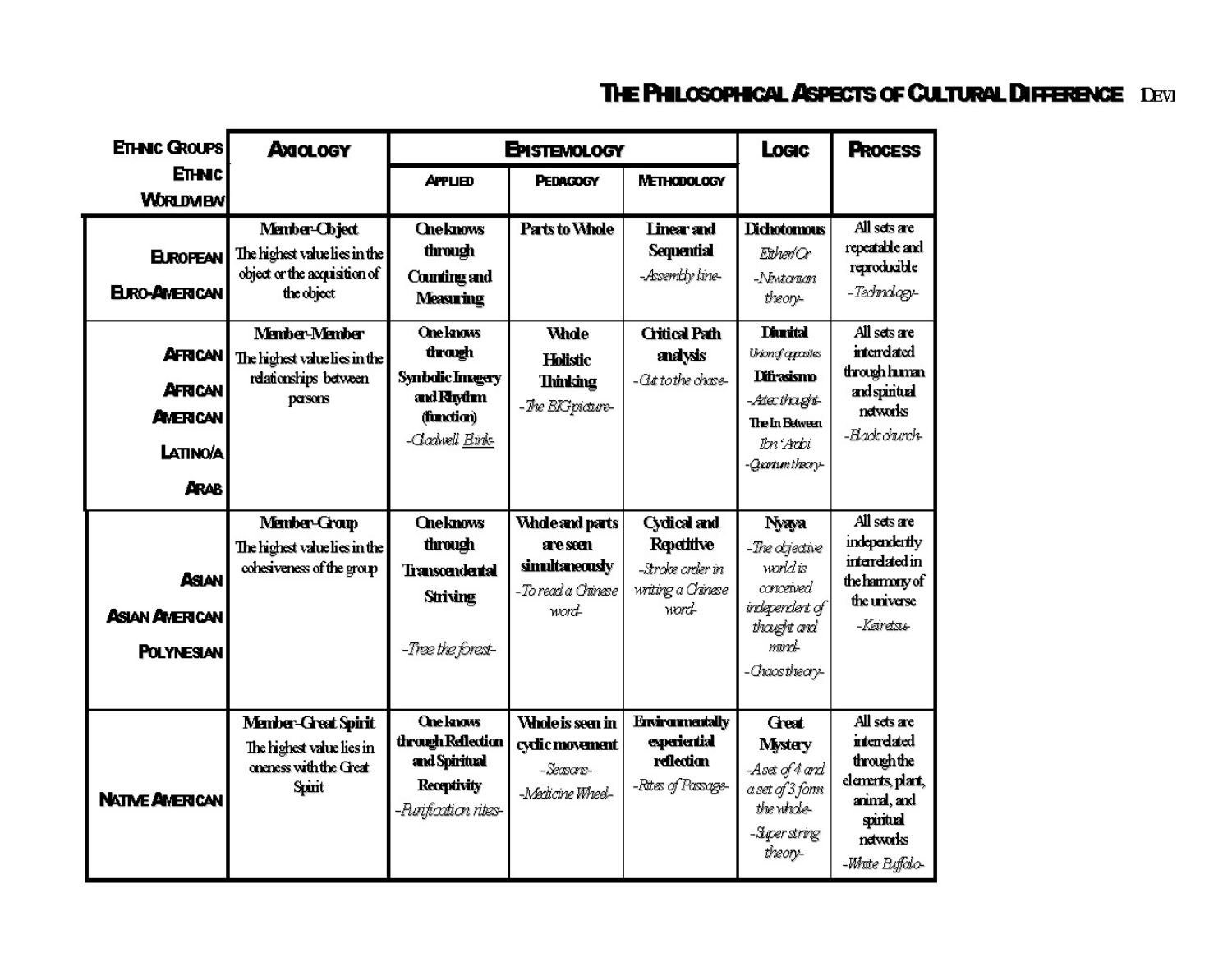# The Philosophical Aspects of Cultural Difference

| Ethnic Groups / Ethnic Worldview | Axiology | Epistemology | | | Logic | Process |
|---|---|---|---|---|---|---|
| | | Applied | Pedagogy | Methodology | | |
| European / Euro-American | **Member-Object** The highest value lies in the object or the acquisition of the object | **One knows through Counting and Measuring** | **Parts to Whole** | **Linear and Sequential** *-Assembly line-* | **Dichotomous** *Either/Or* *-Newtonian theory-* | All sets are repeatable and reproducible *-Technology-* |
| African / African American / Latino/a / Arab | **Member-Member** The highest value lies in the relationships between persons | **One knows through Symbolic Imagery and Rhythm (function)** *-Gladwell Blink-* | **Whole Holistic Thinking** *-The BIG picture-* | **Critical Path analysis** *-Cut to the chase-* | **Diunital** *Union of opposites* **Difrasismo** *-Aztec thought-* **The In Between** *Ibn 'Arabi* *-Quantum theory-* | All sets are interrelated through human and spiritual networks *-Black church-* |
| Asian / Asian American / Polynesian | **Member-Group** The highest value lies in the cohesiveness of the group | **One knows through Transcendental Striving** *-Tree the forest-* | **Whole and parts are seen simultaneously** *-To read a Chinese word-* | **Cyclical and Repetitive** *-Stroke order in writing a Chinese word-* | **Nyaya** *-The objective world is conceived independent of thought and mind-* *-Chaos theory-* | All sets are independently interrelated in the harmony of the universe *-Keiretsu-* |
| Native American | **Member-Great Spirit** The highest value lies in oneness with the Great Spirit | **One knows through Reflection and Spiritual Receptivity** *-Purification rites-* | **Whole is seen in cyclic movement** *-Seasons-* *-Medicine Wheel-* | **Environmentally experiential reflection** *-Rites of Passage-* | **Great Mystery** *-A set of 4 and a set of 3 form the whole-* *-Super string theory-* | All sets are interrelated through the elements, plant, animal, and spiritual networks *-White Buffalo-* |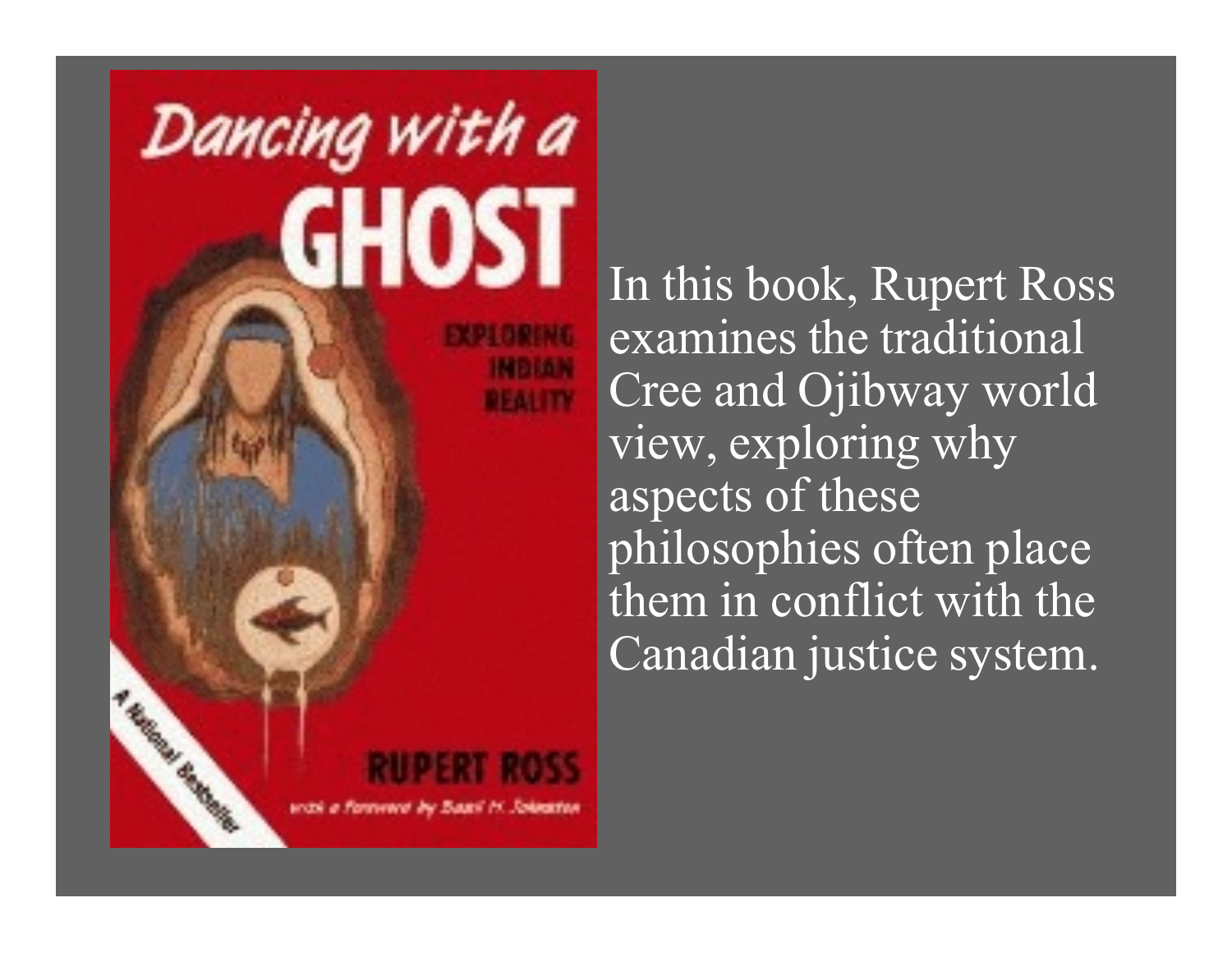Dancing with a

GHOST

EXPLORING INDIAN REALITY

RUPERT ROSS

with a Foreword by Basil H. Johnston

A National Bestseller

In this book, Rupert Ross examines the traditional Cree and Ojibway world view, exploring why aspects of these philosophies often place them in conflict with the Canadian justice system.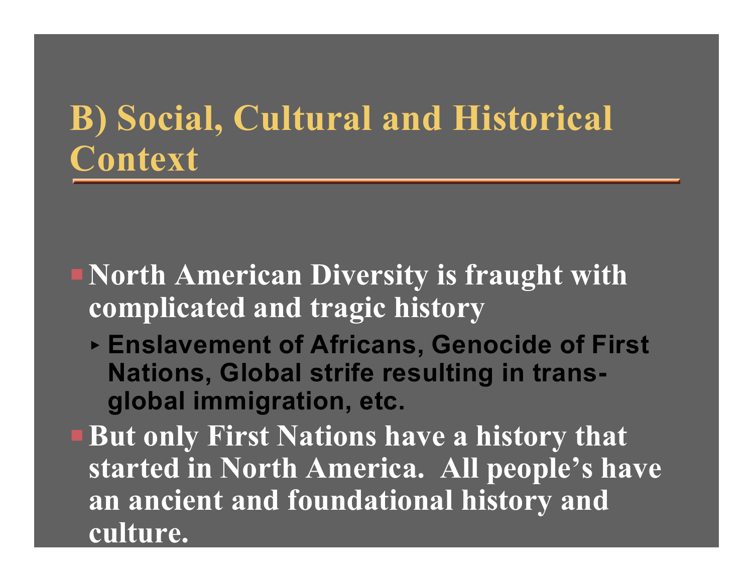# B) Social, Cultural and Historical Context

- **North American Diversity is fraught with complicated and tragic history**
  - **Enslavement of Africans, Genocide of First Nations, Global strife resulting in trans-global immigration, etc.**
- **But only First Nations have a history that started in North America. All people's have an ancient and foundational history and culture.**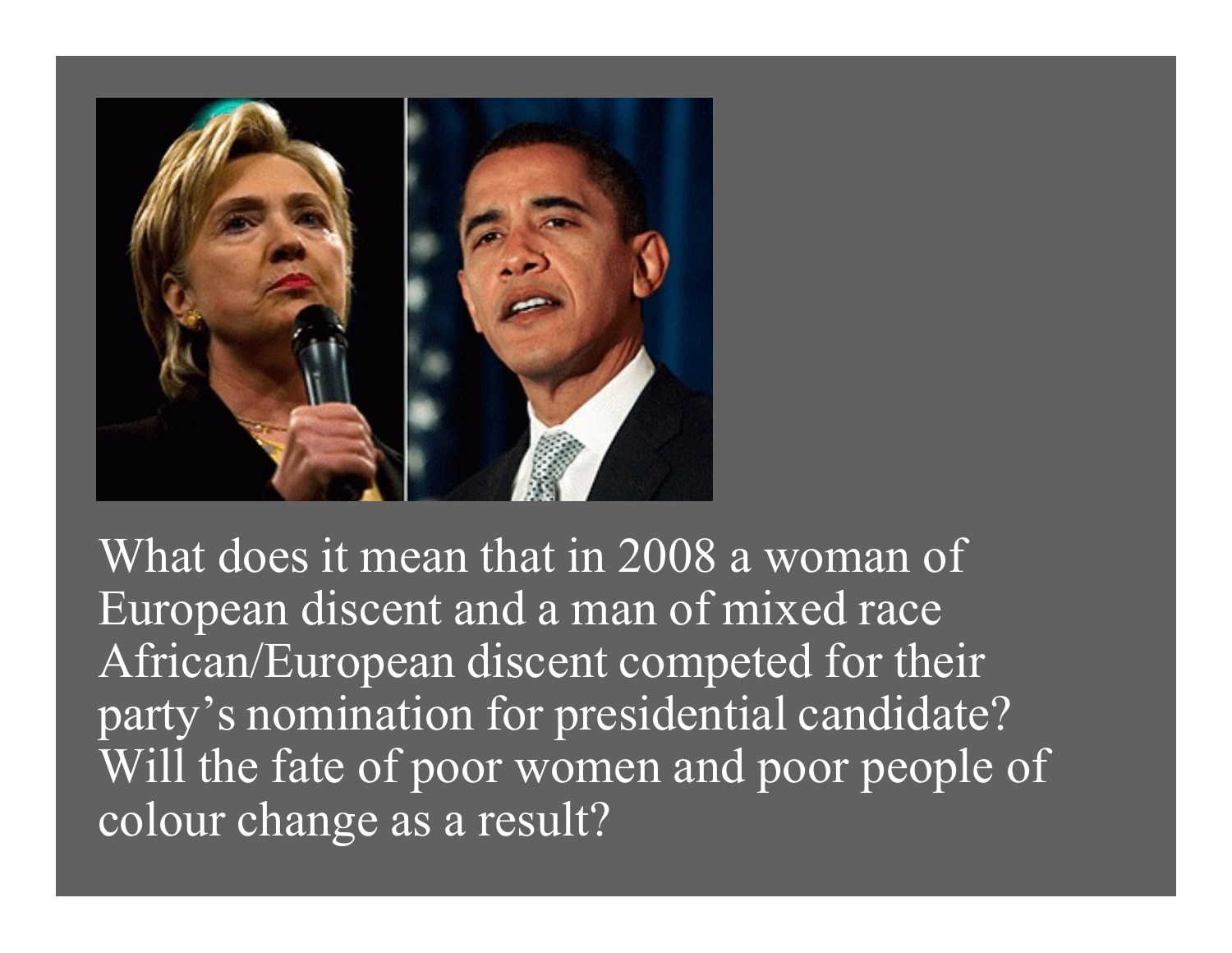What does it mean that in 2008 a woman of European discent and a man of mixed race African/European discent competed for their party's nomination for presidential candidate? Will the fate of poor women and poor people of colour change as a result?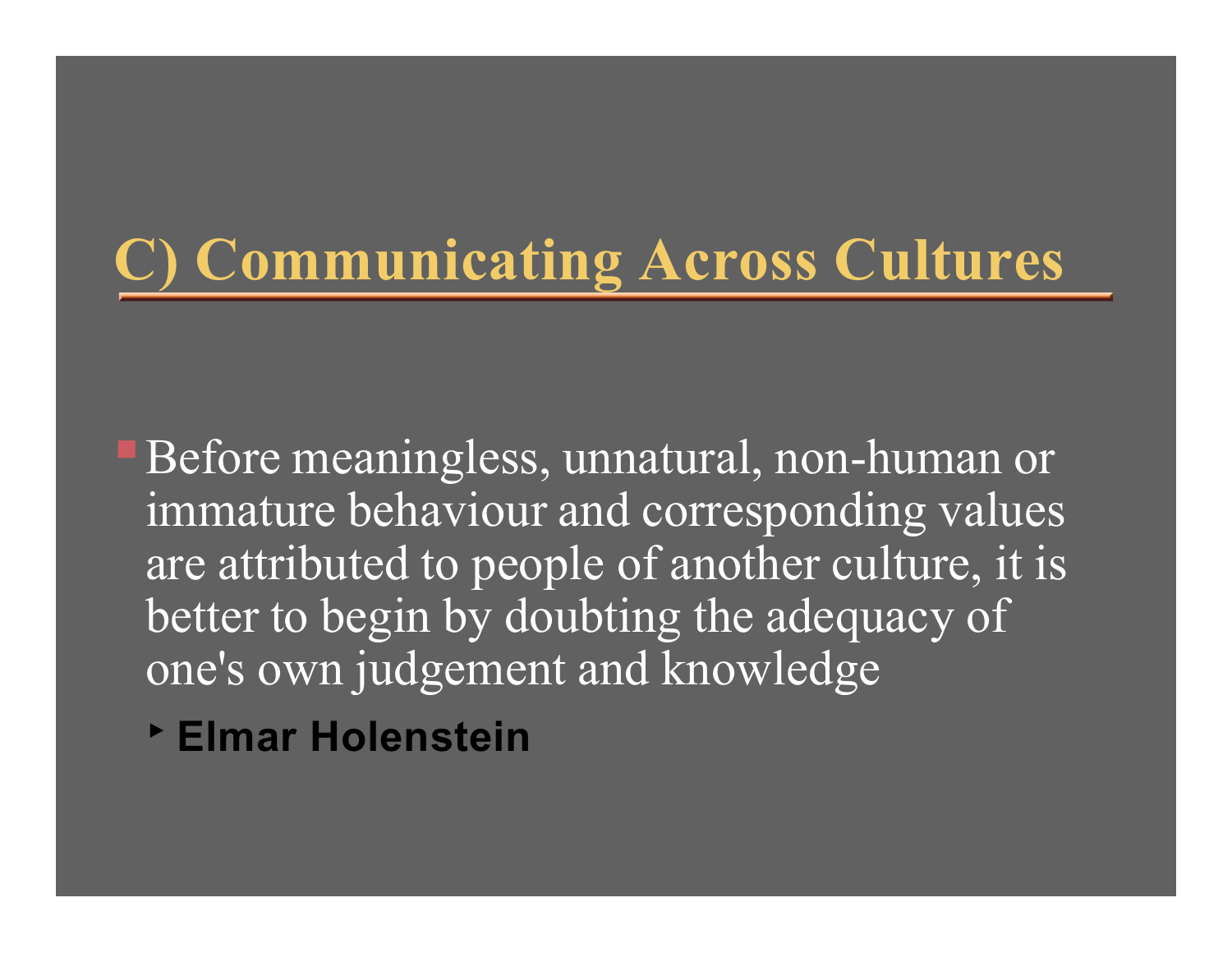# C) Communicating Across Cultures

- Before meaningless, unnatural, non-human or immature behaviour and corresponding values are attributed to people of another culture, it is better to begin by doubting the adequacy of one's own judgement and knowledge
  - **Elmar Holenstein**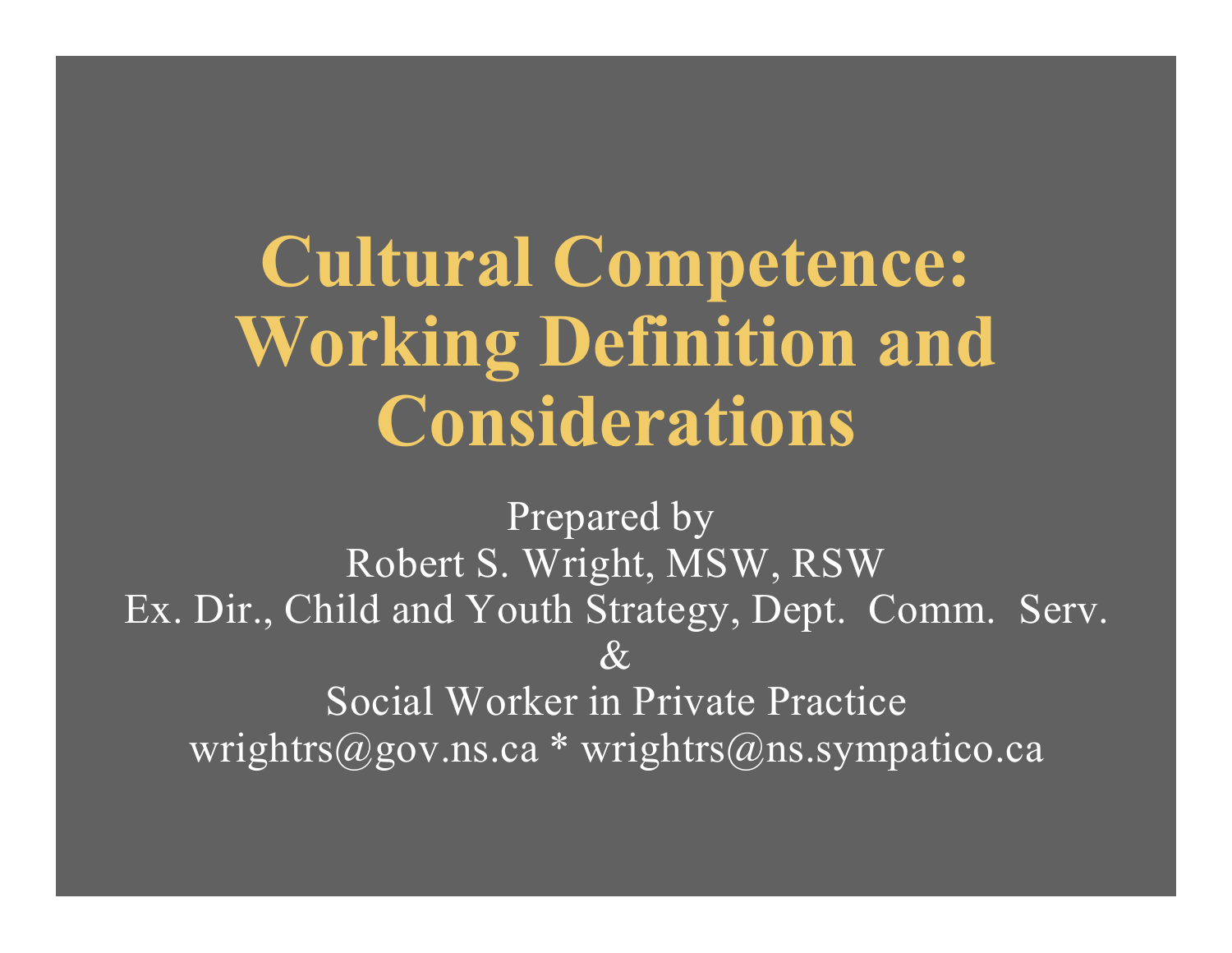# Cultural Competence: Working Definition and Considerations

Prepared by
Robert S. Wright, MSW, RSW
Ex. Dir., Child and Youth Strategy, Dept. Comm. Serv.
&
Social Worker in Private Practice
wrightrs@gov.ns.ca * wrightrs@ns.sympatico.ca